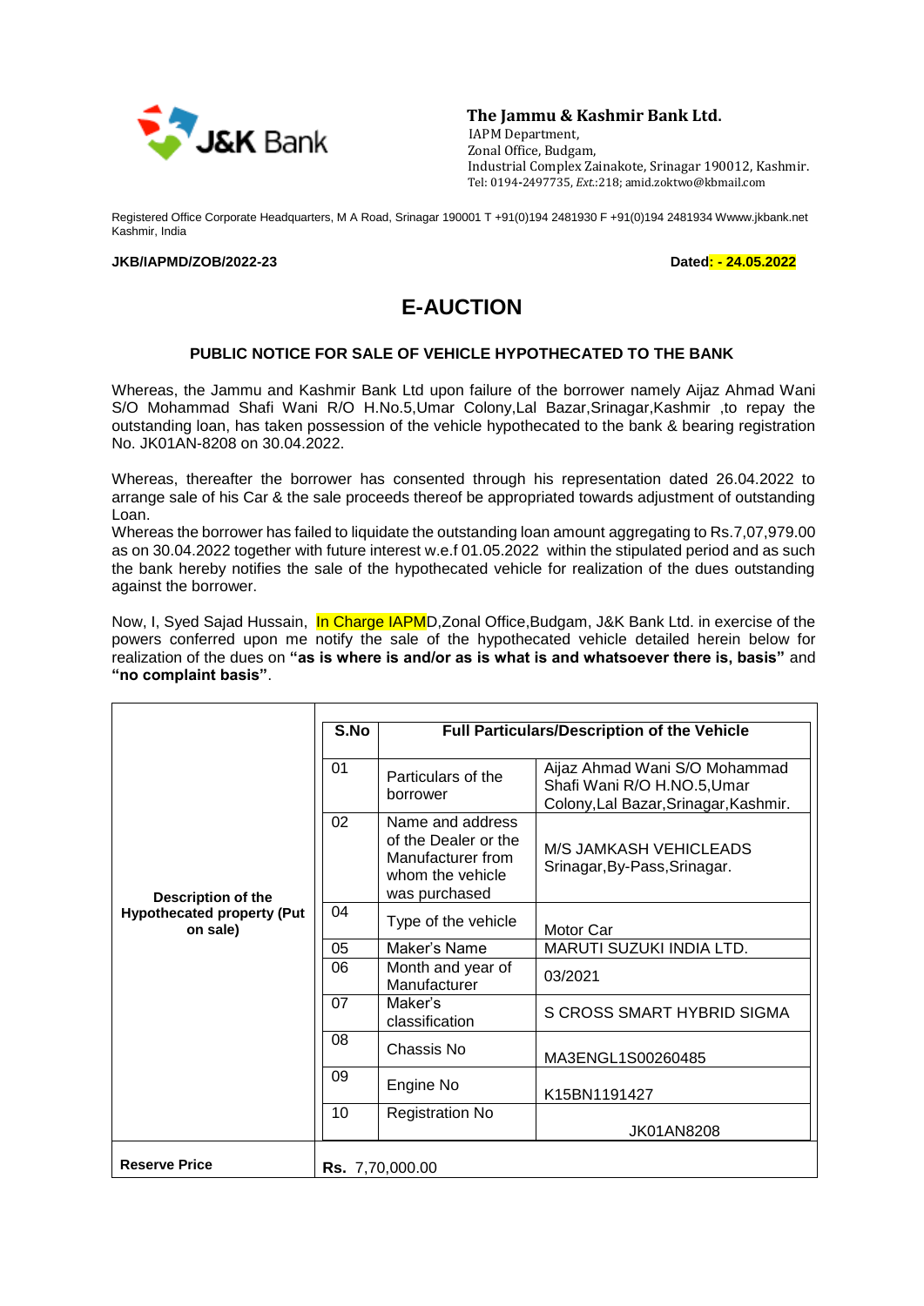**The Jammu & Kashmir Bank Ltd.**
IAPM Department,
Zonal Office, Budgam,
Industrial Complex Zainakote, Srinagar 190012, Kashmir.
Tel: 0194-2497735, Ext.:218; amid.zoktwo@kbmail.com

Registered Office Corporate Headquarters, M A Road, Srinagar 190001 T +91(0)194 2481930 F +91(0)194 2481934 Wwww.jkbank.net Kashmir, India

**JKB/IAPMD/ZOB/2022-23** **Dated: - 24.05.2022**

# E-AUCTION

### PUBLIC NOTICE FOR SALE OF VEHICLE HYPOTHECATED TO THE BANK

Whereas, the Jammu and Kashmir Bank Ltd upon failure of the borrower namely Aijaz Ahmad Wani S/O Mohammad Shafi Wani R/O H.No.5,Umar Colony,Lal Bazar,Srinagar,Kashmir ,to repay the outstanding loan, has taken possession of the vehicle hypothecated to the bank & bearing registration No. JK01AN-8208 on 30.04.2022.

Whereas, thereafter the borrower has consented through his representation dated 26.04.2022 to arrange sale of his Car & the sale proceeds thereof be appropriated towards adjustment of outstanding Loan.
Whereas the borrower has failed to liquidate the outstanding loan amount aggregating to Rs.7,07,979.00 as on 30.04.2022 together with future interest w.e.f 01.05.2022 within the stipulated period and as such the bank hereby notifies the sale of the hypothecated vehicle for realization of the dues outstanding against the borrower.

Now, I, Syed Sajad Hussain, In Charge IAPMD,Zonal Office,Budgam, J&K Bank Ltd. in exercise of the powers conferred upon me notify the sale of the hypothecated vehicle detailed herein below for realization of the dues on **"as is where is and/or as is what is and whatsoever there is, basis"** and **"no complaint basis"**.

| | S.No | Full Particulars/Description of the Vehicle | |
|---|---|---|---|
| **Description of the Hypothecated property (Put on sale)** | 01 | Particulars of the borrower | Aijaz Ahmad Wani S/O Mohammad Shafi Wani R/O H.NO.5,Umar Colony,Lal Bazar,Srinagar,Kashmir. |
| | 02 | Name and address of the Dealer or the Manufacturer from whom the vehicle was purchased | M/S JAMKASH VEHICLEADS Srinagar,By-Pass,Srinagar. |
| | 04 | Type of the vehicle | Motor Car |
| | 05 | Maker's Name | MARUTI SUZUKI INDIA LTD. |
| | 06 | Month and year of Manufacturer | 03/2021 |
| | 07 | Maker's classification | S CROSS SMART HYBRID SIGMA |
| | 08 | Chassis No | MA3ENGL1S00260485 |
| | 09 | Engine No | K15BN1191427 |
| | 10 | Registration No | JK01AN8208 |
| **Reserve Price** | **Rs.** 7,70,000.00 | | |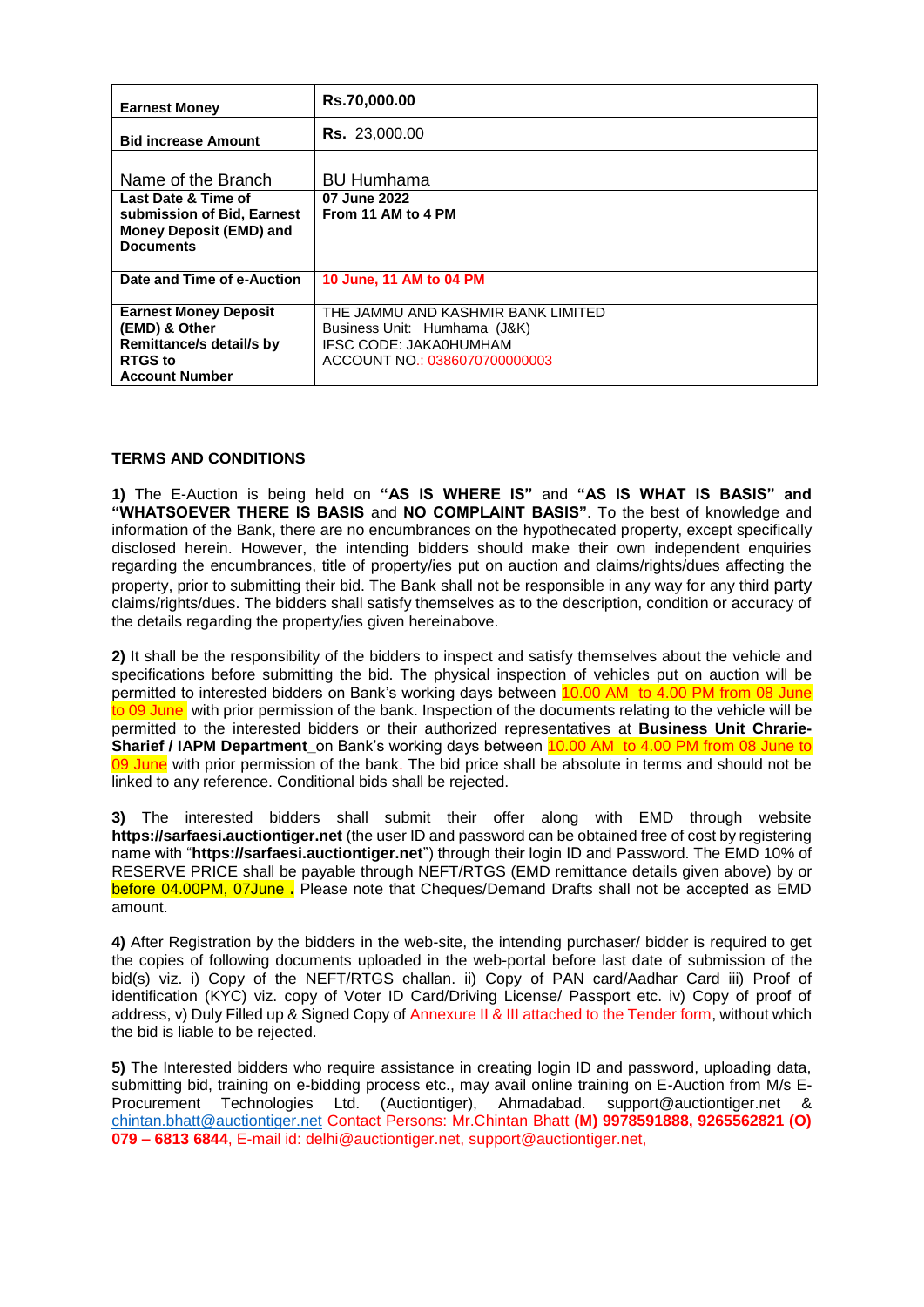| **Earnest Money** | **Rs.70,000.00** |
|---|---|
| **Bid increase Amount** | **Rs.** 23,000.00 |
| Name of the Branch | BU Humhama |
| **Last Date & Time of submission of Bid, Earnest Money Deposit (EMD) and Documents** | **07 June 2022 From 11 AM to 4 PM** |
| **Date and Time of e-Auction** | **10 June, 11 AM to 04 PM** |
| **Earnest Money Deposit (EMD) & Other Remittance/s detail/s by RTGS to Account Number** | THE JAMMU AND KASHMIR BANK LIMITED<br>Business Unit: Humhama (J&K)<br>IFSC CODE: JAKA0HUMHAM<br>ACCOUNT NO.: 0386070700000003 |

**TERMS AND CONDITIONS**

**1)** The E-Auction is being held on **"AS IS WHERE IS"** and **"AS IS WHAT IS BASIS" and "WHATSOEVER THERE IS BASIS** and **NO COMPLAINT BASIS"**. To the best of knowledge and information of the Bank, there are no encumbrances on the hypothecated property, except specifically disclosed herein. However, the intending bidders should make their own independent enquiries regarding the encumbrances, title of property/ies put on auction and claims/rights/dues affecting the property, prior to submitting their bid. The Bank shall not be responsible in any way for any third party claims/rights/dues. The bidders shall satisfy themselves as to the description, condition or accuracy of the details regarding the property/ies given hereinabove.

**2)** It shall be the responsibility of the bidders to inspect and satisfy themselves about the vehicle and specifications before submitting the bid. The physical inspection of vehicles put on auction will be permitted to interested bidders on Bank's working days between 10.00 AM to 4.00 PM from 08 June to 09 June with prior permission of the bank. Inspection of the documents relating to the vehicle will be permitted to the interested bidders or their authorized representatives at **Business Unit Chrarie-Sharief / IAPM Department**_on Bank's working days between 10.00 AM to 4.00 PM from 08 June to 09 June with prior permission of the bank. The bid price shall be absolute in terms and should not be linked to any reference. Conditional bids shall be rejected.

**3)** The interested bidders shall submit their offer along with EMD through website **https://sarfaesi.auctiontiger.net** (the user ID and password can be obtained free of cost by registering name with "**https://sarfaesi.auctiontiger.net**") through their login ID and Password. The EMD 10% of RESERVE PRICE shall be payable through NEFT/RTGS (EMD remittance details given above) by or before 04.00PM, 07June **.** Please note that Cheques/Demand Drafts shall not be accepted as EMD amount.

**4)** After Registration by the bidders in the web-site, the intending purchaser/ bidder is required to get the copies of following documents uploaded in the web-portal before last date of submission of the bid(s) viz. i) Copy of the NEFT/RTGS challan. ii) Copy of PAN card/Aadhar Card iii) Proof of identification (KYC) viz. copy of Voter ID Card/Driving License/ Passport etc. iv) Copy of proof of address, v) Duly Filled up & Signed Copy of Annexure II & III attached to the Tender form, without which the bid is liable to be rejected.

**5)** The Interested bidders who require assistance in creating login ID and password, uploading data, submitting bid, training on e-bidding process etc., may avail online training on E-Auction from M/s E-Procurement Technologies Ltd. (Auctiontiger), Ahmadabad. support@auctiontiger.net & chintan.bhatt@auctiontiger.net Contact Persons: Mr.Chintan Bhatt **(M) 9978591888, 9265562821 (O) 079 – 6813 6844**, E-mail id: delhi@auctiontiger.net, support@auctiontiger.net,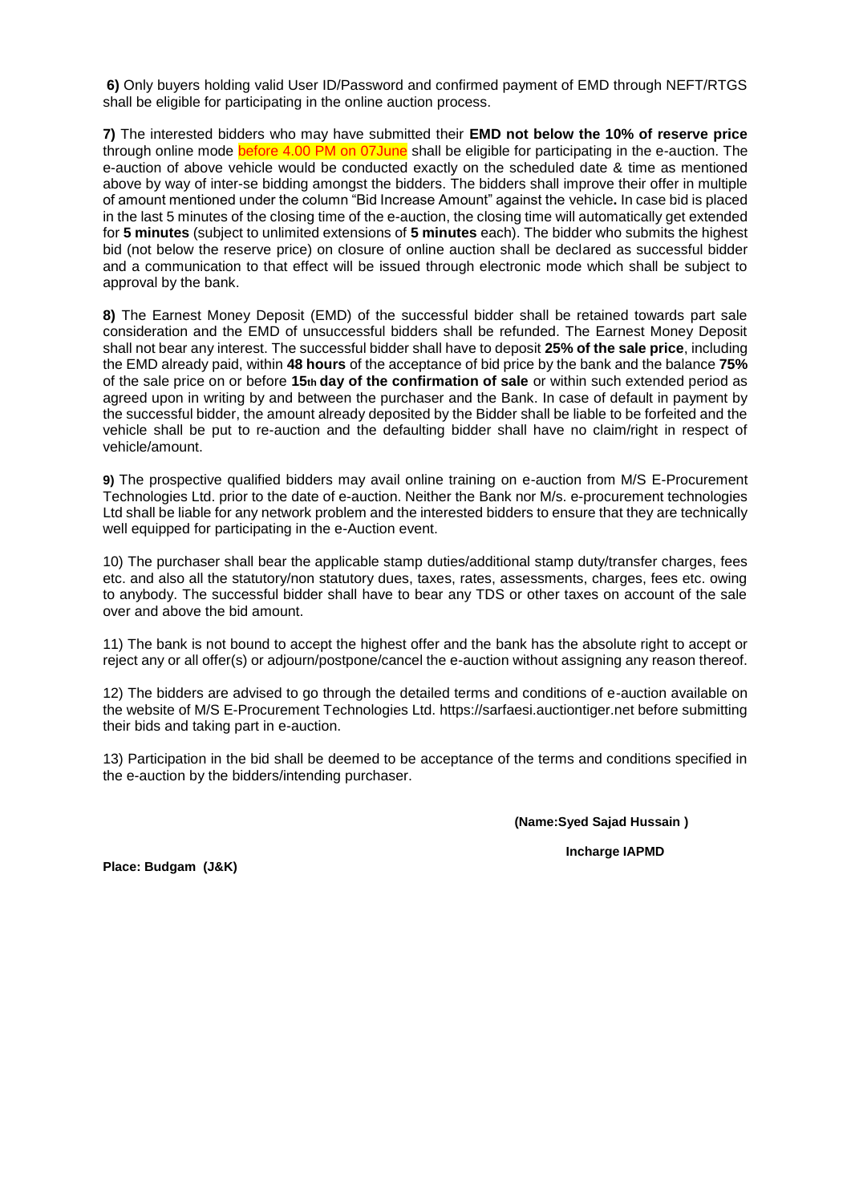**6)** Only buyers holding valid User ID/Password and confirmed payment of EMD through NEFT/RTGS shall be eligible for participating in the online auction process.

**7)** The interested bidders who may have submitted their **EMD not below the 10% of reserve price** through online mode before 4.00 PM on 07June shall be eligible for participating in the e-auction. The e-auction of above vehicle would be conducted exactly on the scheduled date & time as mentioned above by way of inter-se bidding amongst the bidders. The bidders shall improve their offer in multiple of amount mentioned under the column "Bid Increase Amount" against the vehicle**.** In case bid is placed in the last 5 minutes of the closing time of the e-auction, the closing time will automatically get extended for **5 minutes** (subject to unlimited extensions of **5 minutes** each). The bidder who submits the highest bid (not below the reserve price) on closure of online auction shall be declared as successful bidder and a communication to that effect will be issued through electronic mode which shall be subject to approval by the bank.

**8)** The Earnest Money Deposit (EMD) of the successful bidder shall be retained towards part sale consideration and the EMD of unsuccessful bidders shall be refunded. The Earnest Money Deposit shall not bear any interest. The successful bidder shall have to deposit **25% of the sale price**, including the EMD already paid, within **48 hours** of the acceptance of bid price by the bank and the balance **75%** of the sale price on or before **15th day of the confirmation of sale** or within such extended period as agreed upon in writing by and between the purchaser and the Bank. In case of default in payment by the successful bidder, the amount already deposited by the Bidder shall be liable to be forfeited and the vehicle shall be put to re-auction and the defaulting bidder shall have no claim/right in respect of vehicle/amount.

**9)** The prospective qualified bidders may avail online training on e-auction from M/S E-Procurement Technologies Ltd. prior to the date of e-auction. Neither the Bank nor M/s. e-procurement technologies Ltd shall be liable for any network problem and the interested bidders to ensure that they are technically well equipped for participating in the e-Auction event.

10) The purchaser shall bear the applicable stamp duties/additional stamp duty/transfer charges, fees etc. and also all the statutory/non statutory dues, taxes, rates, assessments, charges, fees etc. owing to anybody. The successful bidder shall have to bear any TDS or other taxes on account of the sale over and above the bid amount.

11) The bank is not bound to accept the highest offer and the bank has the absolute right to accept or reject any or all offer(s) or adjourn/postpone/cancel the e-auction without assigning any reason thereof.

12) The bidders are advised to go through the detailed terms and conditions of e-auction available on the website of M/S E-Procurement Technologies Ltd. https://sarfaesi.auctiontiger.net before submitting their bids and taking part in e-auction.

13) Participation in the bid shall be deemed to be acceptance of the terms and conditions specified in the e-auction by the bidders/intending purchaser.

**(Name:Syed Sajad Hussain )**

**Incharge IAPMD**

**Place: Budgam (J&K)**